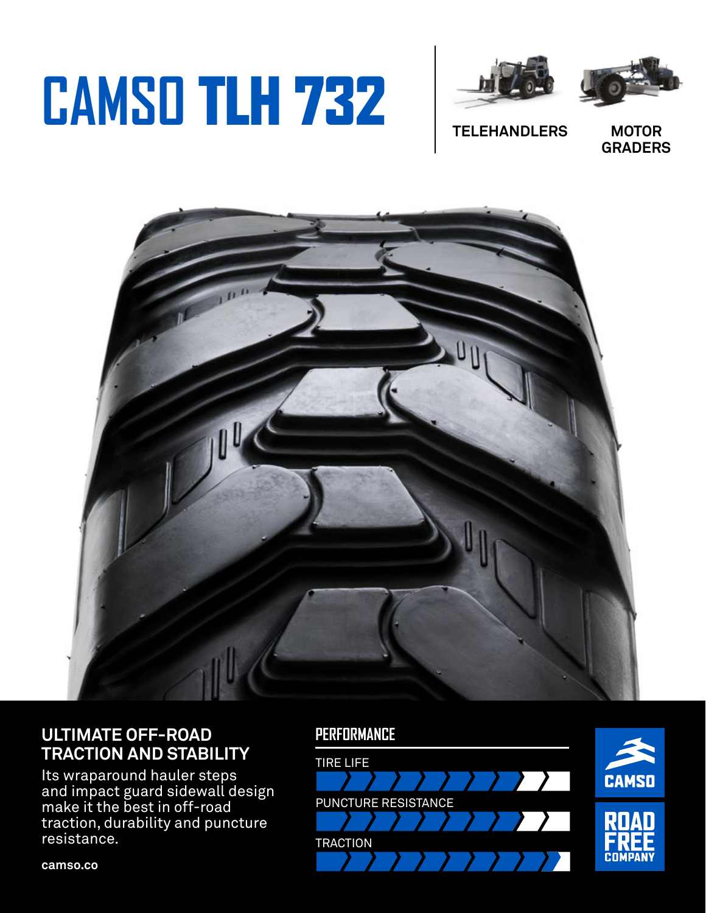# CAMSO TLH 732

TELEHANDLERS

MOTOR GRADERS

## ULTIMATE OFF-ROAD TRACTION AND STABILITY

Its wraparound hauler steps and impact guard sidewall design make it the best in off-road traction, durability and puncture resistance.

camso.co

## PERFORMANCE

TIRE LIFE

PUNCTURE RESISTANCE

TRACTION

CAMSO

ROAD FREE COMPANY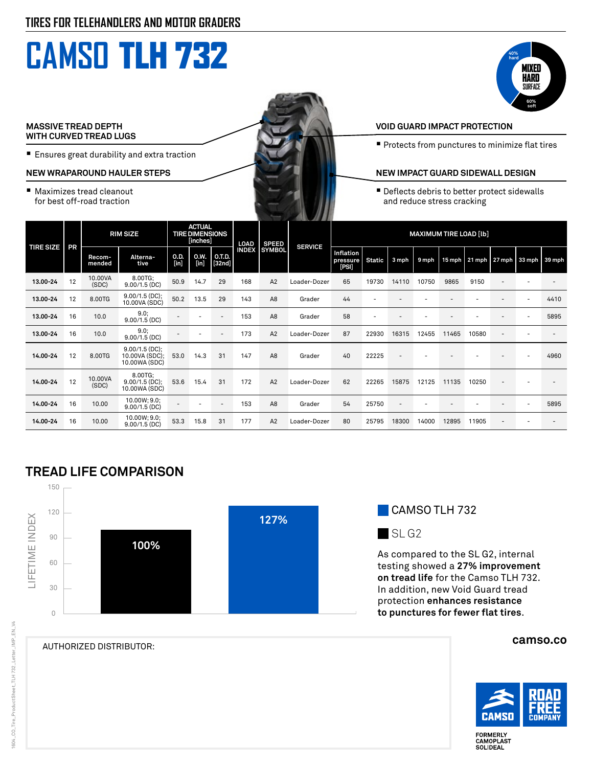## TIRES FOR TELEHANDLERS AND MOTOR GRADERS

# CAMSO TLH 732

40% hard
MIXED HARD SURFACE
60% soft

### MASSIVE TREAD DEPTH WITH CURVED TREAD LUGS

- Ensures great durability and extra traction

### NEW WRAPAROUND HAULER STEPS

- Maximizes tread cleanout for best off-road traction

### VOID GUARD IMPACT PROTECTION

- Protects from punctures to minimize flat tires

### NEW IMPACT GUARD SIDEWALL DESIGN

- Deflects debris to better protect sidewalls and reduce stress cracking

| TIRE SIZE | PR | RIM SIZE | | ACTUAL TIRE DIMENSIONS [inches] | | | LOAD INDEX | SPEED SYMBOL | SERVICE | MAXIMUM TIRE LOAD [lb] | | | | | | | | | |
|---|---|---|---|---|---|---|---|---|---|---|---|---|---|---|---|---|---|---|---|
| | | Recom-mended | Alterna-tive | O.D. [in] | O.W. [in] | O.T.D. [32nd] | | | | Inflation pressure [PSI] | Static | 3 mph | 9 mph | 15 mph | 21 mph | 27 mph | 33 mph | 39 mph |
| 13.00-24 | 12 | 10.00VA (SDC) | 8.00TG; 9.00/1.5 (DC) | 50.9 | 14.7 | 29 | 168 | A2 | Loader-Dozer | 65 | 19730 | 14110 | 10750 | 9865 | 9150 | - | - | - |
| 13.00-24 | 12 | 8.00TG | 9.00/1.5 (DC); 10.00VA (SDC) | 50.2 | 13.5 | 29 | 143 | A8 | Grader | 44 | - | - | - | - | - | - | - | 4410 |
| 13.00-24 | 16 | 10.0 | 9.0; 9.00/1.5 (DC) | - | - | - | 153 | A8 | Grader | 58 | - | - | - | - | - | - | - | 5895 |
| 13.00-24 | 16 | 10.0 | 9.0; 9.00/1.5 (DC) | - | - | - | 173 | A2 | Loader-Dozer | 87 | 22930 | 16315 | 12455 | 11465 | 10580 | - | - | - |
| 14.00-24 | 12 | 8.00TG | 9.00/1.5 (DC); 10.00VA (SDC); 10.00WA (SDC) | 53.0 | 14.3 | 31 | 147 | A8 | Grader | 40 | 22225 | - | - | - | - | - | - | 4960 |
| 14.00-24 | 12 | 10.00VA (SDC) | 8.00TG; 9.00/1.5 (DC); 10.00WA (SDC) | 53.6 | 15.4 | 31 | 172 | A2 | Loader-Dozer | 62 | 22265 | 15875 | 12125 | 11135 | 10250 | - | - | - |
| 14.00-24 | 16 | 10.00 | 10.00W; 9.0; 9.00/1.5 (DC) | - | - | - | 153 | A8 | Grader | 54 | 25750 | - | - | - | - | - | - | 5895 |
| 14.00-24 | 16 | 10.00 | 10.00W; 9.0; 9.00/1.5 (DC) | 53.3 | 15.8 | 31 | 177 | A2 | Loader-Dozer | 80 | 25795 | 18300 | 14000 | 12895 | 11905 | - | - | - |

## TREAD LIFE COMPARISON

LIFETIME INDEX
150
120
90
60
30
0
100%
127%

CAMSO TLH 732

SL G2

As compared to the SL G2, internal testing showed a **27% improvement on tread life** for the Camso TLH 732. In addition, new Void Guard tread protection **enhances resistance to punctures for fewer flat tires**.

AUTHORIZED DISTRIBUTOR:

**camso.co**

CAMSO ROAD FREE COMPANY

FORMERLY CAMOPLAST SOLIDEAL

1604_CO_Tire_ProductSheet_TLH 732_Letter_IMP_EN_V4